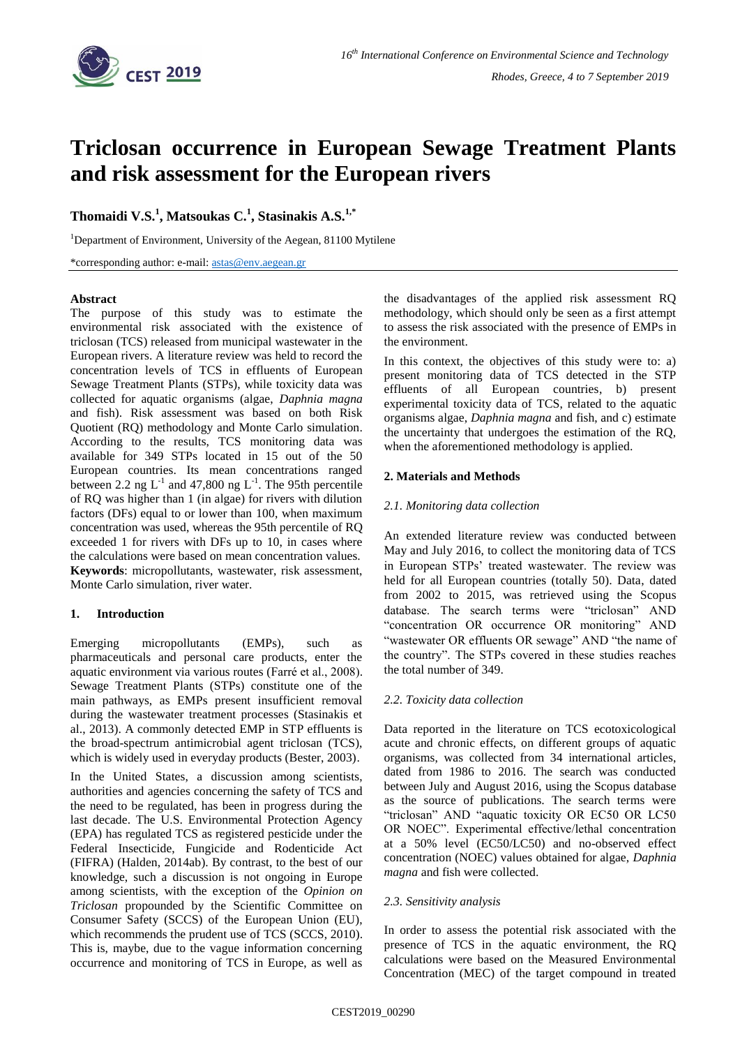# Triclosan occurrence in European Sewage Treatment Plants and risk assessment for the European rivers

**Thomaidi V.S.[1], Matsoukas C.[1], Stasinakis A.S.[1,*]**

[1]Department of Environment, University of the Aegean, 81100 Mytilene

*corresponding author: e-mail: astas@env.aegean.gr

**Abstract**

The purpose of this study was to estimate the environmental risk associated with the existence of triclosan (TCS) released from municipal wastewater in the European rivers. A literature review was held to record the concentration levels of TCS in effluents of European Sewage Treatment Plants (STPs), while toxicity data was collected for aquatic organisms (algae, *Daphnia magna* and fish). Risk assessment was based on both Risk Quotient (RQ) methodology and Monte Carlo simulation. According to the results, TCS monitoring data was available for 349 STPs located in 15 out of the 50 European countries. Its mean concentrations ranged between 2.2 ng $L^{-1}$ and 47,800 ng $L^{-1}$. The 95th percentile of RQ was higher than 1 (in algae) for rivers with dilution factors (DFs) equal to or lower than 100, when maximum concentration was used, whereas the 95th percentile of RQ exceeded 1 for rivers with DFs up to 10, in cases where the calculations were based on mean concentration values.

**Keywords**: micropollutants, wastewater, risk assessment, Monte Carlo simulation, river water.

## 1. Introduction

Emerging micropollutants (EMPs), such as pharmaceuticals and personal care products, enter the aquatic environment via various routes (Farré et al., 2008). Sewage Treatment Plants (STPs) constitute one of the main pathways, as EMPs present insufficient removal during the wastewater treatment processes (Stasinakis et al., 2013). A commonly detected EMP in STP effluents is the broad-spectrum antimicrobial agent triclosan (TCS), which is widely used in everyday products (Bester, 2003).

In the United States, a discussion among scientists, authorities and agencies concerning the safety of TCS and the need to be regulated, has been in progress during the last decade. The U.S. Environmental Protection Agency (EPA) has regulated TCS as registered pesticide under the Federal Insecticide, Fungicide and Rodenticide Act (FIFRA) (Halden, 2014ab). By contrast, to the best of our knowledge, such a discussion is not ongoing in Europe among scientists, with the exception of the *Opinion on Triclosan* propounded by the Scientific Committee on Consumer Safety (SCCS) of the European Union (EU), which recommends the prudent use of TCS (SCCS, 2010). This is, maybe, due to the vague information concerning occurrence and monitoring of TCS in Europe, as well as the disadvantages of the applied risk assessment RQ methodology, which should only be seen as a first attempt to assess the risk associated with the presence of EMPs in the environment.

In this context, the objectives of this study were to: a) present monitoring data of TCS detected in the STP effluents of all European countries, b) present experimental toxicity data of TCS, related to the aquatic organisms algae, *Daphnia magna* and fish, and c) estimate the uncertainty that undergoes the estimation of the RQ, when the aforementioned methodology is applied.

## 2. Materials and Methods

### 2.1. Monitoring data collection

An extended literature review was conducted between May and July 2016, to collect the monitoring data of TCS in European STPs' treated wastewater. The review was held for all European countries (totally 50). Data, dated from 2002 to 2015, was retrieved using the Scopus database. The search terms were "triclosan" AND "concentration OR occurrence OR monitoring" AND "wastewater OR effluents OR sewage" AND "the name of the country". The STPs covered in these studies reaches the total number of 349.

### 2.2. Toxicity data collection

Data reported in the literature on TCS ecotoxicological acute and chronic effects, on different groups of aquatic organisms, was collected from 34 international articles, dated from 1986 to 2016. The search was conducted between July and August 2016, using the Scopus database as the source of publications. The search terms were "triclosan" AND "aquatic toxicity OR EC50 OR LC50 OR NOEC". Experimental effective/lethal concentration at a 50% level (EC50/LC50) and no-observed effect concentration (NOEC) values obtained for algae, *Daphnia magna* and fish were collected.

### 2.3. Sensitivity analysis

In order to assess the potential risk associated with the presence of TCS in the aquatic environment, the RQ calculations were based on the Measured Environmental Concentration (MEC) of the target compound in treated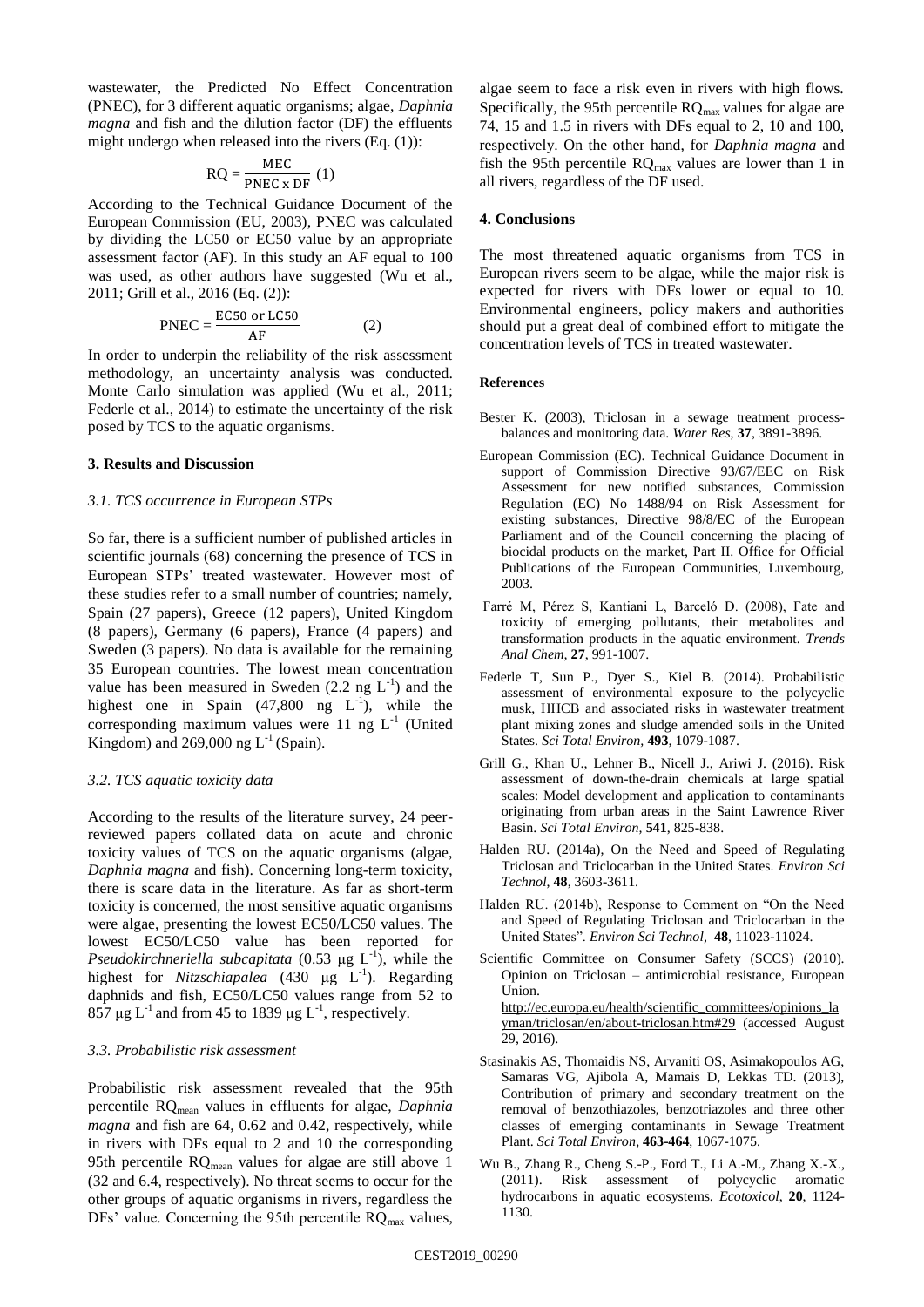wastewater, the Predicted No Effect Concentration (PNEC), for 3 different aquatic organisms; algae, *Daphnia magna* and fish and the dilution factor (DF) the effluents might undergo when released into the rivers (Eq. (1)):

$$RQ = \frac{MEC}{PNEC \times DF} \quad (1)$$

According to the Technical Guidance Document of the European Commission (EU, 2003), PNEC was calculated by dividing the LC50 or EC50 value by an appropriate assessment factor (AF). In this study an AF equal to 100 was used, as other authors have suggested (Wu et al., 2011; Grill et al., 2016 (Eq. (2)):

$$PNEC = \frac{EC50 \text{ or } LC50}{AF} \quad (2)$$

In order to underpin the reliability of the risk assessment methodology, an uncertainty analysis was conducted. Monte Carlo simulation was applied (Wu et al., 2011; Federle et al., 2014) to estimate the uncertainty of the risk posed by TCS to the aquatic organisms.

## 3. Results and Discussion

### *3.1. TCS occurrence in European STPs*

So far, there is a sufficient number of published articles in scientific journals (68) concerning the presence of TCS in European STPs' treated wastewater. However most of these studies refer to a small number of countries; namely, Spain (27 papers), Greece (12 papers), United Kingdom (8 papers), Germany (6 papers), France (4 papers) and Sweden (3 papers). No data is available for the remaining 35 European countries. The lowest mean concentration value has been measured in Sweden (2.2 ng $L^{-1}$) and the highest one in Spain (47,800 ng $L^{-1}$), while the corresponding maximum values were 11 ng $L^{-1}$ (United Kingdom) and 269,000 ng $L^{-1}$ (Spain).

### *3.2. TCS aquatic toxicity data*

According to the results of the literature survey, 24 peer-reviewed papers collated data on acute and chronic toxicity values of TCS on the aquatic organisms (algae, *Daphnia magna* and fish). Concerning long-term toxicity, there is scare data in the literature. As far as short-term toxicity is concerned, the most sensitive aquatic organisms were algae, presenting the lowest EC50/LC50 values. The lowest EC50/LC50 value has been reported for *Pseudokirchneriella subcapitata* (0.53 μg $L^{-1}$), while the highest for *Nitzschiapalea* (430 μg $L^{-1}$). Regarding daphnids and fish, EC50/LC50 values range from 52 to 857 μg $L^{-1}$ and from 45 to 1839 μg $L^{-1}$, respectively.

### *3.3. Probabilistic risk assessment*

Probabilistic risk assessment revealed that the 95th percentile $RQ_{mean}$ values in effluents for algae, *Daphnia magna* and fish are 64, 0.62 and 0.42, respectively, while in rivers with DFs equal to 2 and 10 the corresponding 95th percentile $RQ_{mean}$ values for algae are still above 1 (32 and 6.4, respectively). No threat seems to occur for the other groups of aquatic organisms in rivers, regardless the DFs' value. Concerning the 95th percentile $RQ_{max}$ values, algae seem to face a risk even in rivers with high flows. Specifically, the 95th percentile $RQ_{max}$ values for algae are 74, 15 and 1.5 in rivers with DFs equal to 2, 10 and 100, respectively. On the other hand, for *Daphnia magna* and fish the 95th percentile $RQ_{max}$ values are lower than 1 in all rivers, regardless of the DF used.

## 4. Conclusions

The most threatened aquatic organisms from TCS in European rivers seem to be algae, while the major risk is expected for rivers with DFs lower or equal to 10. Environmental engineers, policy makers and authorities should put a great deal of combined effort to mitigate the concentration levels of TCS in treated wastewater.

## References

Bester K. (2003), Triclosan in a sewage treatment process-balances and monitoring data. *Water Res*, **37**, 3891-3896.

European Commission (EC). Technical Guidance Document in support of Commission Directive 93/67/EEC on Risk Assessment for new notified substances, Commission Regulation (EC) No 1488/94 on Risk Assessment for existing substances, Directive 98/8/EC of the European Parliament and of the Council concerning the placing of biocidal products on the market, Part II. Office for Official Publications of the European Communities, Luxembourg, 2003.

Farré M, Pérez S, Kantiani L, Barceló D. (2008), Fate and toxicity of emerging pollutants, their metabolites and transformation products in the aquatic environment. *Trends Anal Chem*, **27**, 991-1007.

Federle T, Sun P., Dyer S., Kiel B. (2014). Probabilistic assessment of environmental exposure to the polycyclic musk, HHCB and associated risks in wastewater treatment plant mixing zones and sludge amended soils in the United States. *Sci Total Environ*, **493**, 1079-1087.

Grill G., Khan U., Lehner B., Nicell J., Ariwi J. (2016). Risk assessment of down-the-drain chemicals at large spatial scales: Model development and application to contaminants originating from urban areas in the Saint Lawrence River Basin. *Sci Total Environ*, **541**, 825-838.

Halden RU. (2014a), On the Need and Speed of Regulating Triclosan and Triclocarban in the United States. *Environ Sci Technol*, **48**, 3603-3611.

Halden RU. (2014b), Response to Comment on "On the Need and Speed of Regulating Triclosan and Triclocarban in the United States". *Environ Sci Technol*, **48**, 11023-11024.

Scientific Committee on Consumer Safety (SCCS) (2010). Opinion on Triclosan – antimicrobial resistance, European Union. http://ec.europa.eu/health/scientific_committees/opinions_layman/triclosan/en/about-triclosan.htm#29 (accessed August 29, 2016).

Stasinakis AS, Thomaidis NS, Arvaniti OS, Asimakopoulos AG, Samaras VG, Ajibola A, Mamais D, Lekkas TD. (2013), Contribution of primary and secondary treatment on the removal of benzothiazoles, benzotriazoles and three other classes of emerging contaminants in Sewage Treatment Plant. *Sci Total Environ*, **463-464**, 1067-1075.

Wu B., Zhang R., Cheng S.-P., Ford T., Li A.-M., Zhang X.-X., (2011). Risk assessment of polycyclic aromatic hydrocarbons in aquatic ecosystems. *Ecotoxicol*, **20**, 1124-1130.